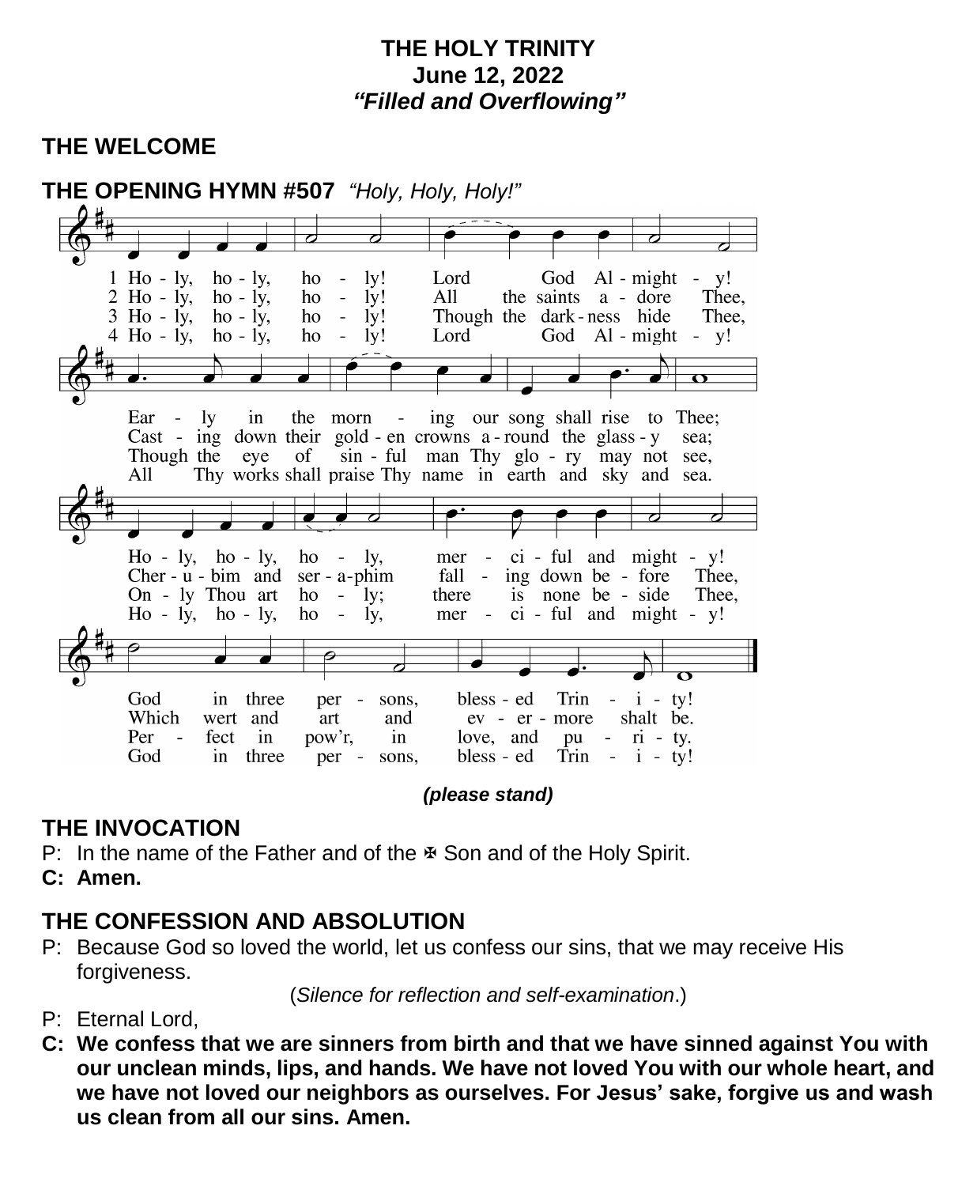**THE HOLY TRINITY**
**June 12, 2022**
***"Filled and Overflowing"***

## THE WELCOME

## THE OPENING HYMN #507 *"Holy, Holy, Holy!"*

1 Ho - ly, ho - ly, ho - ly! Lord God Al - might - y!
Ear - ly in the morn - ing our song shall rise to Thee;
Ho - ly, ho - ly, ho - ly, mer - ci - ful and might - y!
God in three per - sons, bless - ed Trin - i - ty!

2 Ho - ly, ho - ly, ho - ly! All the saints a - dore Thee,
Cast - ing down their gold - en crowns a - round the glass - y sea;
Cher - u - bim and ser - a - phim fall - ing down be - fore Thee,
Which wert and art and ev - er - more shalt be.

3 Ho - ly, ho - ly, ho - ly! Though the dark - ness hide Thee,
Though the eye of sin - ful man Thy glo - ry may not see,
On - ly Thou art ho - ly; there is none be - side Thee,
Per - fect in pow'r, in love, and pu - ri - ty.

4 Ho - ly, ho - ly, ho - ly! Lord God Al - might - y!
All Thy works shall praise Thy name in earth and sky and sea.
Ho - ly, ho - ly, ho - ly, mer - ci - ful and might - y!
God in three per - sons, bless - ed Trin - i - ty!

***(please stand)***

## THE INVOCATION

P: In the name of the Father and of the ✠ Son and of the Holy Spirit.
**C: Amen.**

## THE CONFESSION AND ABSOLUTION

P: Because God so loved the world, let us confess our sins, that we may receive His forgiveness.

(*Silence for reflection and self-examination*.)

P: Eternal Lord,
**C: We confess that we are sinners from birth and that we have sinned against You with our unclean minds, lips, and hands. We have not loved You with our whole heart, and we have not loved our neighbors as ourselves. For Jesus' sake, forgive us and wash us clean from all our sins. Amen.**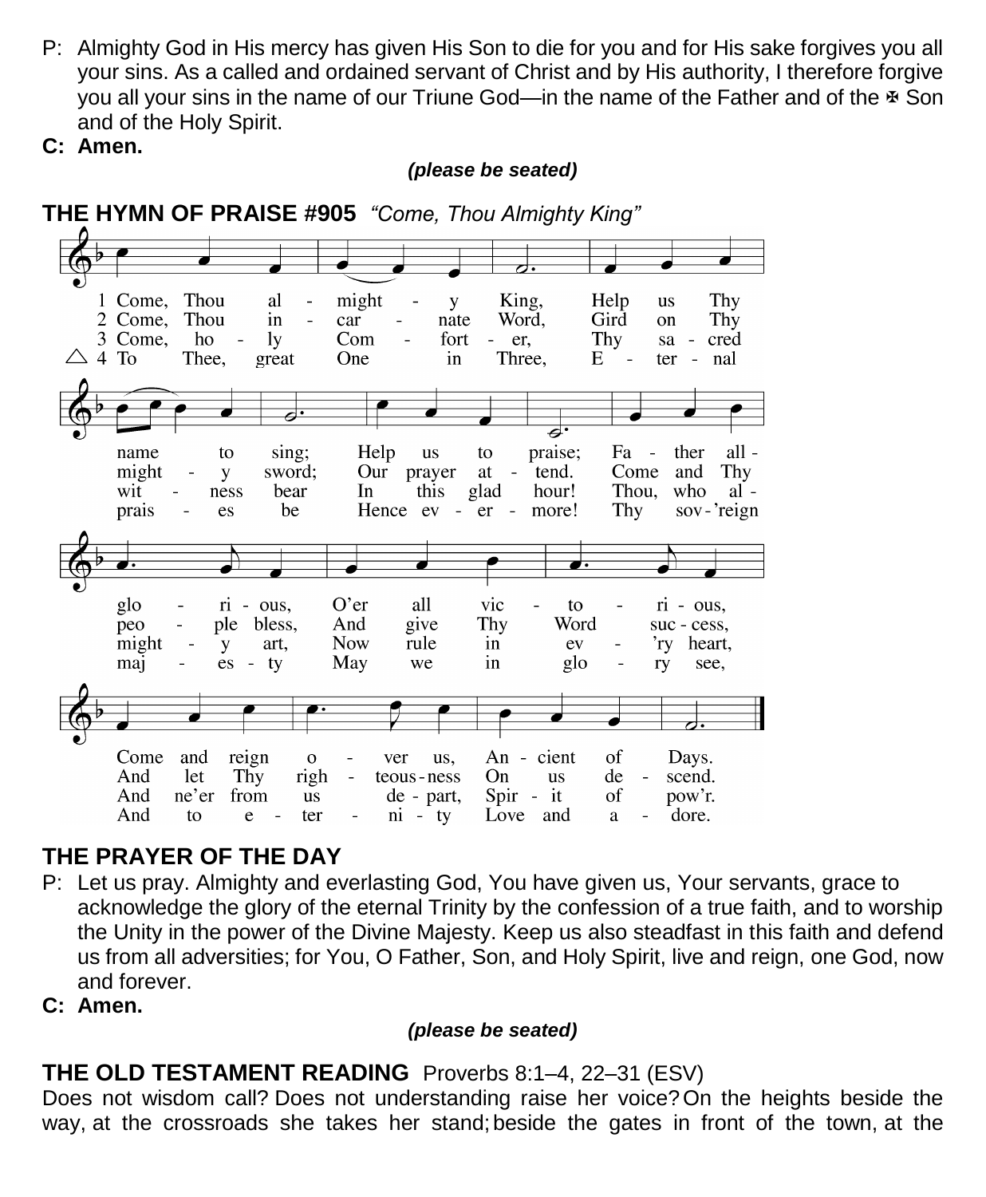P: Almighty God in His mercy has given His Son to die for you and for His sake forgives you all your sins. As a called and ordained servant of Christ and by His authority, I therefore forgive you all your sins in the name of our Triune God—in the name of the Father and of the ✠ Son and of the Holy Spirit.

**C: Amen.**

***(please be seated)***

## THE HYMN OF PRAISE #905 *"Come, Thou Almighty King"*

1 Come, Thou almighty King,
Help us Thy name to sing;
Help us to praise;
Father all-glorious,
O'er all victorious,
Come and reign over us,
Ancient of Days.

2 Come, Thou incarnate Word,
Gird on Thy mighty sword;
Our prayer attend.
Come and Thy people bless,
And give Thy Word success,
And let Thy righteousness
On us descend.

3 Come, holy Comforter,
Thy sacred witness bear
In this glad hour!
Thou, who almighty art,
Now rule in ev'ry heart,
And ne'er from us depart,
Spirit of pow'r.

△ 4 To Thee, great One in Three,
Eternal praises be
Hence evermore!
Thy sov'reign majesty
May we in glory see,
And to eternity
Love and adore.

## THE PRAYER OF THE DAY

P: Let us pray. Almighty and everlasting God, You have given us, Your servants, grace to acknowledge the glory of the eternal Trinity by the confession of a true faith, and to worship the Unity in the power of the Divine Majesty. Keep us also steadfast in this faith and defend us from all adversities; for You, O Father, Son, and Holy Spirit, live and reign, one God, now and forever.

**C: Amen.**

***(please be seated)***

## THE OLD TESTAMENT READING Proverbs 8:1–4, 22–31 (ESV)

Does not wisdom call? Does not understanding raise her voice? On the heights beside the way, at the crossroads she takes her stand; beside the gates in front of the town, at the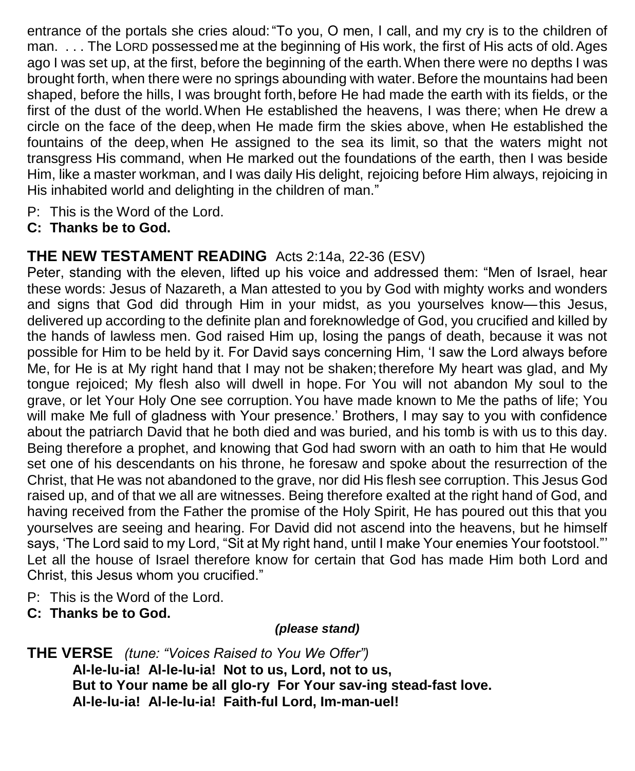entrance of the portals she cries aloud: "To you, O men, I call, and my cry is to the children of man. . . . The LORD possessed me at the beginning of His work, the first of His acts of old. Ages ago I was set up, at the first, before the beginning of the earth. When there were no depths I was brought forth, when there were no springs abounding with water. Before the mountains had been shaped, before the hills, I was brought forth, before He had made the earth with its fields, or the first of the dust of the world. When He established the heavens, I was there; when He drew a circle on the face of the deep, when He made firm the skies above, when He established the fountains of the deep, when He assigned to the sea its limit, so that the waters might not transgress His command, when He marked out the foundations of the earth, then I was beside Him, like a master workman, and I was daily His delight, rejoicing before Him always, rejoicing in His inhabited world and delighting in the children of man."

P: This is the Word of the Lord.

**C: Thanks be to God.**

**THE NEW TESTAMENT READING** Acts 2:14a, 22-36 (ESV)

Peter, standing with the eleven, lifted up his voice and addressed them: "Men of Israel, hear these words: Jesus of Nazareth, a Man attested to you by God with mighty works and wonders and signs that God did through Him in your midst, as you yourselves know—this Jesus, delivered up according to the definite plan and foreknowledge of God, you crucified and killed by the hands of lawless men. God raised Him up, losing the pangs of death, because it was not possible for Him to be held by it. For David says concerning Him, 'I saw the Lord always before Me, for He is at My right hand that I may not be shaken; therefore My heart was glad, and My tongue rejoiced; My flesh also will dwell in hope. For You will not abandon My soul to the grave, or let Your Holy One see corruption. You have made known to Me the paths of life; You will make Me full of gladness with Your presence.' Brothers, I may say to you with confidence about the patriarch David that he both died and was buried, and his tomb is with us to this day. Being therefore a prophet, and knowing that God had sworn with an oath to him that He would set one of his descendants on his throne, he foresaw and spoke about the resurrection of the Christ, that He was not abandoned to the grave, nor did His flesh see corruption. This Jesus God raised up, and of that we all are witnesses. Being therefore exalted at the right hand of God, and having received from the Father the promise of the Holy Spirit, He has poured out this that you yourselves are seeing and hearing. For David did not ascend into the heavens, but he himself says, 'The Lord said to my Lord, "Sit at My right hand, until I make Your enemies Your footstool."' Let all the house of Israel therefore know for certain that God has made Him both Lord and Christ, this Jesus whom you crucified."

P: This is the Word of the Lord.

**C: Thanks be to God.**

***(please stand)***

**THE VERSE** *(tune: "Voices Raised to You We Offer")*

**Al-le-lu-ia! Al-le-lu-ia! Not to us, Lord, not to us,**
**But to Your name be all glo-ry For Your sav-ing stead-fast love.**
**Al-le-lu-ia! Al-le-lu-ia! Faith-ful Lord, Im-man-uel!**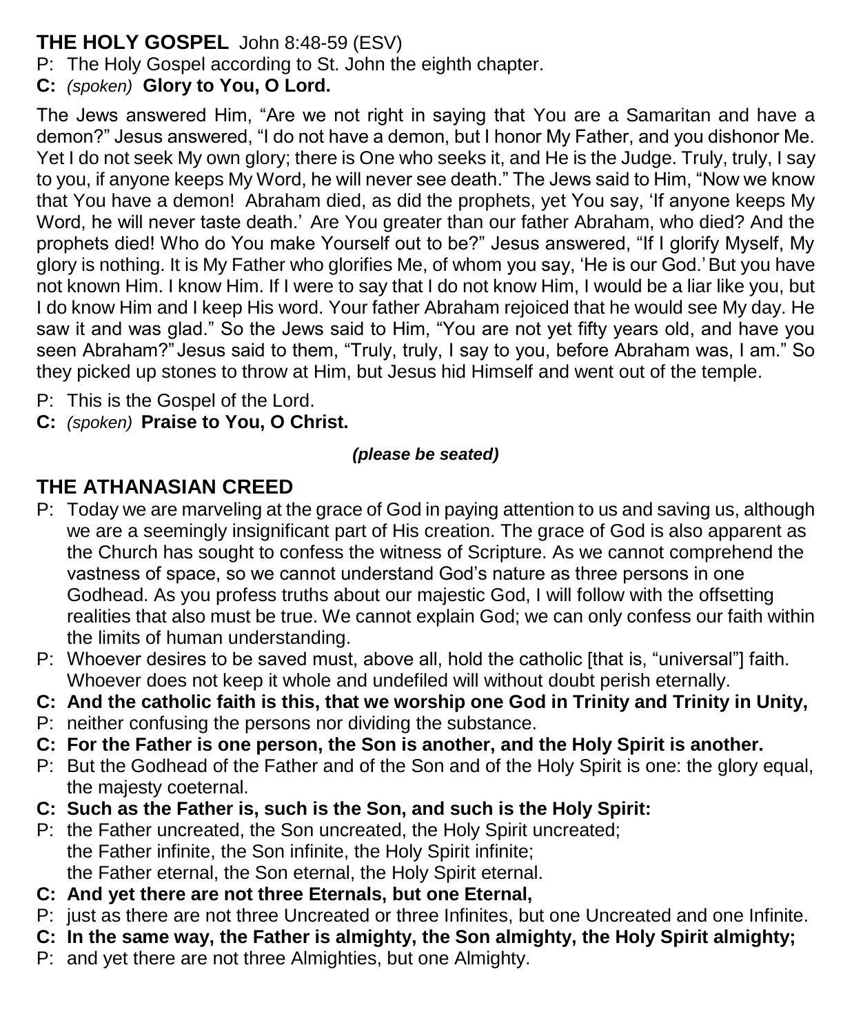## THE HOLY GOSPEL John 8:48-59 (ESV)

P: The Holy Gospel according to St. John the eighth chapter.

**C:** *(spoken)* **Glory to You, O Lord.**

The Jews answered Him, "Are we not right in saying that You are a Samaritan and have a demon?" Jesus answered, "I do not have a demon, but I honor My Father, and you dishonor Me. Yet I do not seek My own glory; there is One who seeks it, and He is the Judge. Truly, truly, I say to you, if anyone keeps My Word, he will never see death." The Jews said to Him, "Now we know that You have a demon! Abraham died, as did the prophets, yet You say, 'If anyone keeps My Word, he will never taste death.' Are You greater than our father Abraham, who died? And the prophets died! Who do You make Yourself out to be?" Jesus answered, "If I glorify Myself, My glory is nothing. It is My Father who glorifies Me, of whom you say, 'He is our God.' But you have not known Him. I know Him. If I were to say that I do not know Him, I would be a liar like you, but I do know Him and I keep His word. Your father Abraham rejoiced that he would see My day. He saw it and was glad." So the Jews said to Him, "You are not yet fifty years old, and have you seen Abraham?" Jesus said to them, "Truly, truly, I say to you, before Abraham was, I am." So they picked up stones to throw at Him, but Jesus hid Himself and went out of the temple.

P: This is the Gospel of the Lord.

**C:** *(spoken)* **Praise to You, O Christ.**

***(please be seated)***

## THE ATHANASIAN CREED

P: Today we are marveling at the grace of God in paying attention to us and saving us, although we are a seemingly insignificant part of His creation. The grace of God is also apparent as the Church has sought to confess the witness of Scripture. As we cannot comprehend the vastness of space, so we cannot understand God's nature as three persons in one Godhead. As you profess truths about our majestic God, I will follow with the offsetting realities that also must be true. We cannot explain God; we can only confess our faith within the limits of human understanding.

P: Whoever desires to be saved must, above all, hold the catholic [that is, "universal"] faith. Whoever does not keep it whole and undefiled will without doubt perish eternally.

**C: And the catholic faith is this, that we worship one God in Trinity and Trinity in Unity,**

P: neither confusing the persons nor dividing the substance.

**C: For the Father is one person, the Son is another, and the Holy Spirit is another.**

P: But the Godhead of the Father and of the Son and of the Holy Spirit is one: the glory equal, the majesty coeternal.

**C: Such as the Father is, such is the Son, and such is the Holy Spirit:**

P: the Father uncreated, the Son uncreated, the Holy Spirit uncreated;
the Father infinite, the Son infinite, the Holy Spirit infinite;
the Father eternal, the Son eternal, the Holy Spirit eternal.

**C: And yet there are not three Eternals, but one Eternal,**

P: just as there are not three Uncreated or three Infinites, but one Uncreated and one Infinite.

**C: In the same way, the Father is almighty, the Son almighty, the Holy Spirit almighty;**

P: and yet there are not three Almighties, but one Almighty.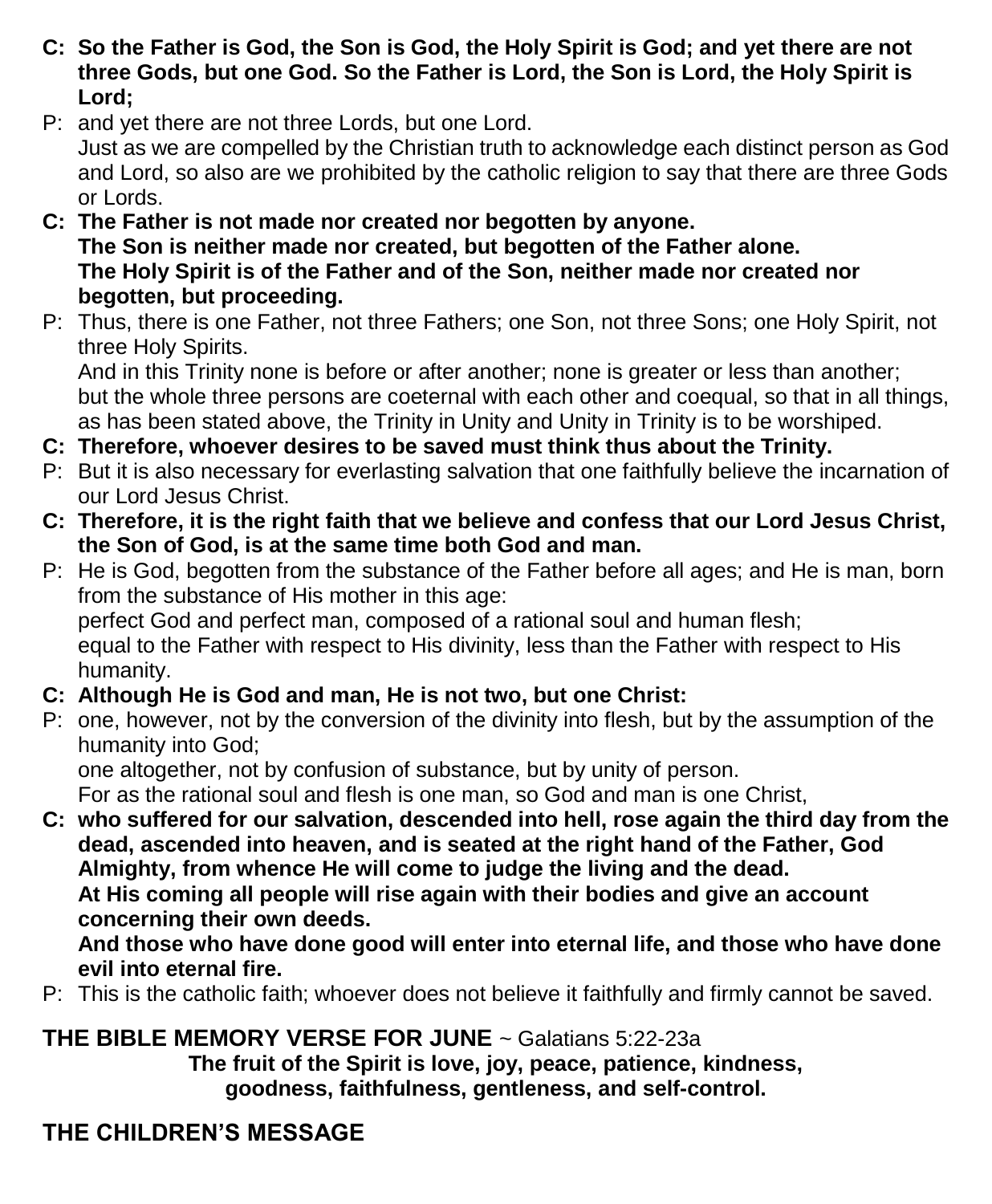**C: So the Father is God, the Son is God, the Holy Spirit is God; and yet there are not three Gods, but one God. So the Father is Lord, the Son is Lord, the Holy Spirit is Lord;**

P: and yet there are not three Lords, but one Lord.
Just as we are compelled by the Christian truth to acknowledge each distinct person as God and Lord, so also are we prohibited by the catholic religion to say that there are three Gods or Lords.

**C: The Father is not made nor created nor begotten by anyone.**
**The Son is neither made nor created, but begotten of the Father alone.**
**The Holy Spirit is of the Father and of the Son, neither made nor created nor begotten, but proceeding.**

P: Thus, there is one Father, not three Fathers; one Son, not three Sons; one Holy Spirit, not three Holy Spirits.
And in this Trinity none is before or after another; none is greater or less than another; but the whole three persons are coeternal with each other and coequal, so that in all things, as has been stated above, the Trinity in Unity and Unity in Trinity is to be worshiped.

**C: Therefore, whoever desires to be saved must think thus about the Trinity.**

P: But it is also necessary for everlasting salvation that one faithfully believe the incarnation of our Lord Jesus Christ.

**C: Therefore, it is the right faith that we believe and confess that our Lord Jesus Christ, the Son of God, is at the same time both God and man.**

P: He is God, begotten from the substance of the Father before all ages; and He is man, born from the substance of His mother in this age:
perfect God and perfect man, composed of a rational soul and human flesh;
equal to the Father with respect to His divinity, less than the Father with respect to His humanity.

**C: Although He is God and man, He is not two, but one Christ:**

P: one, however, not by the conversion of the divinity into flesh, but by the assumption of the humanity into God;
one altogether, not by confusion of substance, but by unity of person.
For as the rational soul and flesh is one man, so God and man is one Christ,

**C: who suffered for our salvation, descended into hell, rose again the third day from the dead, ascended into heaven, and is seated at the right hand of the Father, God Almighty, from whence He will come to judge the living and the dead.**
**At His coming all people will rise again with their bodies and give an account concerning their own deeds.**
**And those who have done good will enter into eternal life, and those who have done evil into eternal fire.**

P: This is the catholic faith; whoever does not believe it faithfully and firmly cannot be saved.

## THE BIBLE MEMORY VERSE FOR JUNE ~ Galatians 5:22-23a

**The fruit of the Spirit is love, joy, peace, patience, kindness, goodness, faithfulness, gentleness, and self-control.**

## THE CHILDREN'S MESSAGE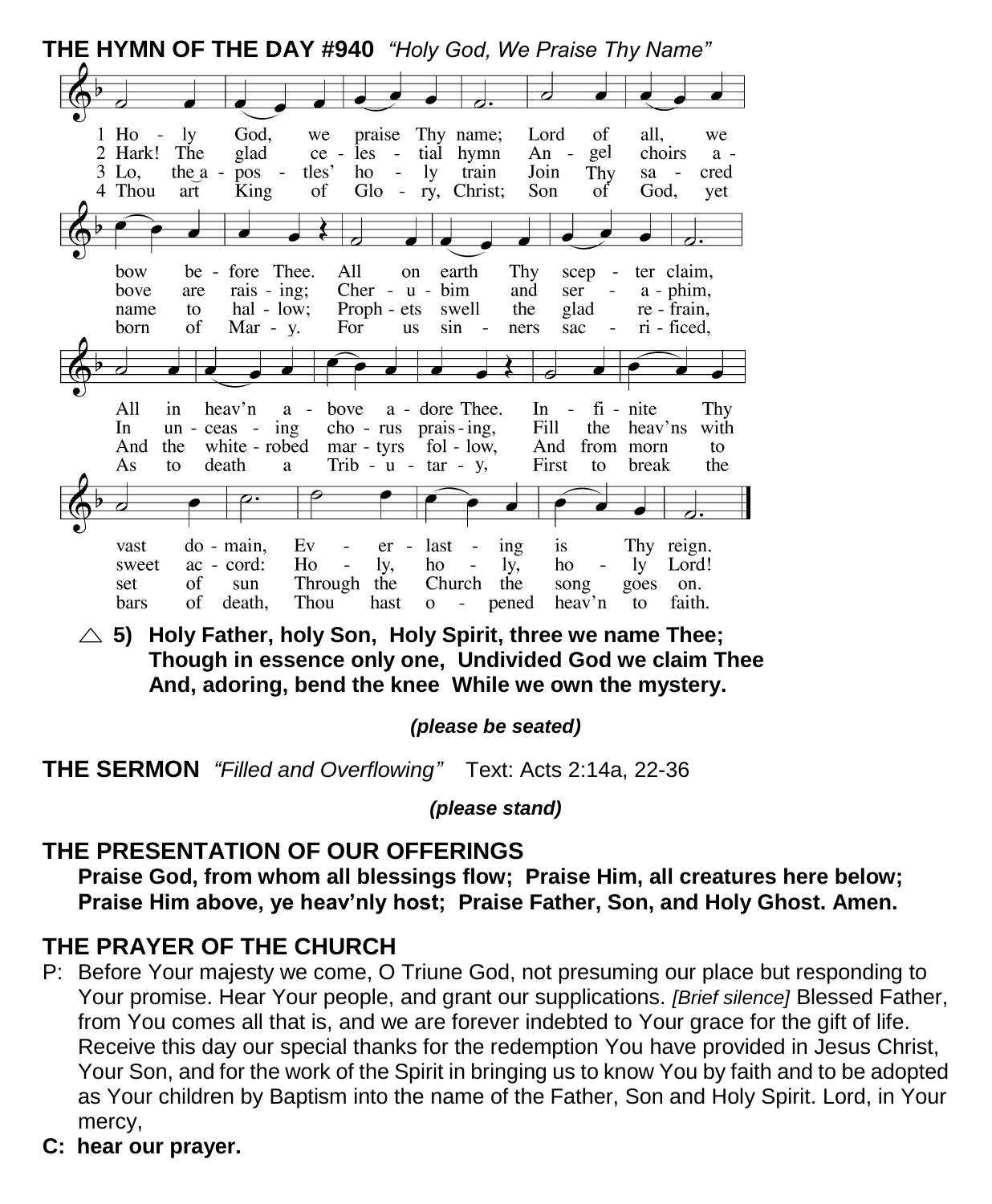**THE HYMN OF THE DAY #940** *"Holy God, We Praise Thy Name"*

1 Holy God, we praise Thy name; Lord of all, we bow before Thee. All on earth Thy scepter claim, All in heav'n above adore Thee. Infinite Thy vast domain, Everlasting is Thy reign.

2 Hark! The glad celestial hymn Angel choirs above are raising; Cherubim and seraphim, In unceasing chorus praising, Fill the heav'ns with sweet accord: Holy, holy, holy Lord!

3 Lo, the apostles' holy train Join Thy sacred name to hallow; Prophets swell the glad refrain, And the white-robed martyrs follow, And from morn to set of sun Through the Church the song goes on.

4 Thou art King of Glory, Christ; Son of God, yet born of Mary. For us sinners sacrificed, As to death a Tributary, First to break the bars of death, Thou hast opened heav'n to faith.

△ **5) Holy Father, holy Son, Holy Spirit, three we name Thee; Though in essence only one, Undivided God we claim Thee And, adoring, bend the knee While we own the mystery.**

***(please be seated)***

**THE SERMON** *"Filled and Overflowing"* Text: Acts 2:14a, 22-36

***(please stand)***

## THE PRESENTATION OF OUR OFFERINGS

**Praise God, from whom all blessings flow; Praise Him, all creatures here below; Praise Him above, ye heav'nly host; Praise Father, Son, and Holy Ghost. Amen.**

## THE PRAYER OF THE CHURCH

P: Before Your majesty we come, O Triune God, not presuming our place but responding to Your promise. Hear Your people, and grant our supplications. *[Brief silence]* Blessed Father, from You comes all that is, and we are forever indebted to Your grace for the gift of life. Receive this day our special thanks for the redemption You have provided in Jesus Christ, Your Son, and for the work of the Spirit in bringing us to know You by faith and to be adopted as Your children by Baptism into the name of the Father, Son and Holy Spirit. Lord, in Your mercy,

**C: hear our prayer.**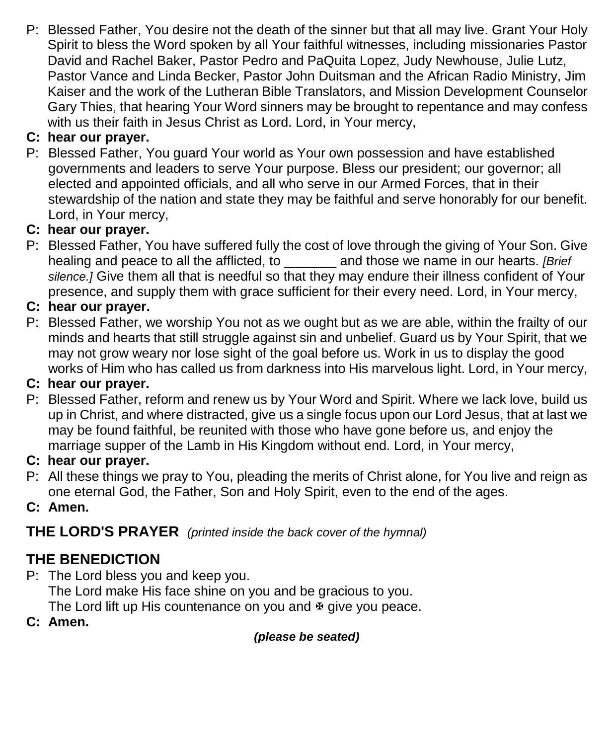P: Blessed Father, You desire not the death of the sinner but that all may live. Grant Your Holy Spirit to bless the Word spoken by all Your faithful witnesses, including missionaries Pastor David and Rachel Baker, Pastor Pedro and PaQuita Lopez, Judy Newhouse, Julie Lutz, Pastor Vance and Linda Becker, Pastor John Duitsman and the African Radio Ministry, Jim Kaiser and the work of the Lutheran Bible Translators, and Mission Development Counselor Gary Thies, that hearing Your Word sinners may be brought to repentance and may confess with us their faith in Jesus Christ as Lord. Lord, in Your mercy,

**C: hear our prayer.**

P: Blessed Father, You guard Your world as Your own possession and have established governments and leaders to serve Your purpose. Bless our president; our governor; all elected and appointed officials, and all who serve in our Armed Forces, that in their stewardship of the nation and state they may be faithful and serve honorably for our benefit. Lord, in Your mercy,

**C: hear our prayer.**

P: Blessed Father, You have suffered fully the cost of love through the giving of Your Son. Give healing and peace to all the afflicted, to _______ and those we name in our hearts. *[Brief silence.]* Give them all that is needful so that they may endure their illness confident of Your presence, and supply them with grace sufficient for their every need. Lord, in Your mercy,

**C: hear our prayer.**

P: Blessed Father, we worship You not as we ought but as we are able, within the frailty of our minds and hearts that still struggle against sin and unbelief. Guard us by Your Spirit, that we may not grow weary nor lose sight of the goal before us. Work in us to display the good works of Him who has called us from darkness into His marvelous light. Lord, in Your mercy,

**C: hear our prayer.**

P: Blessed Father, reform and renew us by Your Word and Spirit. Where we lack love, build us up in Christ, and where distracted, give us a single focus upon our Lord Jesus, that at last we may be found faithful, be reunited with those who have gone before us, and enjoy the marriage supper of the Lamb in His Kingdom without end. Lord, in Your mercy,

**C: hear our prayer.**

P: All these things we pray to You, pleading the merits of Christ alone, for You live and reign as one eternal God, the Father, Son and Holy Spirit, even to the end of the ages.

**C: Amen.**

## THE LORD'S PRAYER *(printed inside the back cover of the hymnal)*

## THE BENEDICTION

P: The Lord bless you and keep you.
The Lord make His face shine on you and be gracious to you.
The Lord lift up His countenance on you and ✠ give you peace.

**C: Amen.**

***(please be seated)***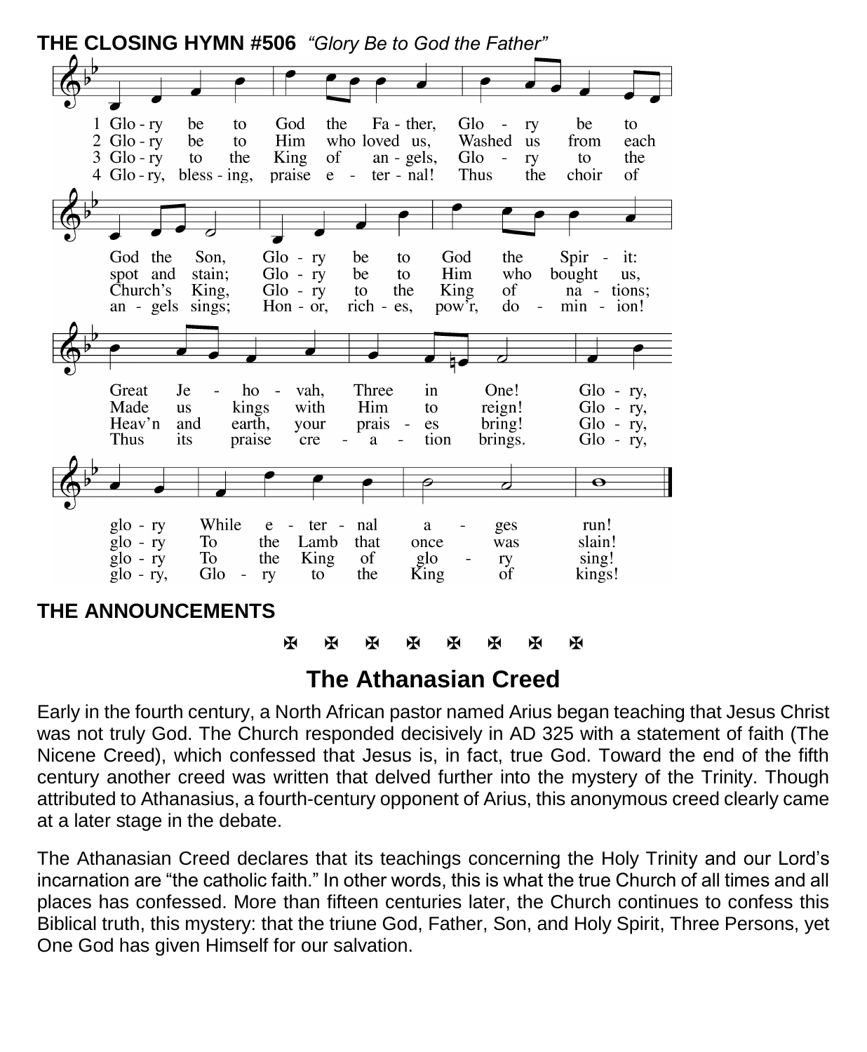**THE CLOSING HYMN #506** *"Glory Be to God the Father"*

1 Glory be to God the Father,
Glory be to God the Son,
Glory be to God the Spirit:
Great Jehovah, Three in One!
Glory, glory
While eternal ages run!

2 Glory be to Him who loved us,
Washed us from each spot and stain;
Glory be to Him who bought us,
Made us kings with Him to reign!
Glory, glory
To the Lamb that once was slain!

3 Glory to the King of angels,
Glory to the Church's King,
Glory to the King of nations;
Heav'n and earth, your praises bring!
Glory, glory
To the King of glory sing!

4 Glory, blessing, praise eternal!
Thus the choir of angels sings;
Honor, riches, pow'r, dominion!
Thus its praise creation brings.
Glory, glory,
Glory to the King of kings!

**THE ANNOUNCEMENTS**

✠ ✠ ✠ ✠ ✠ ✠ ✠ ✠

## The Athanasian Creed

Early in the fourth century, a North African pastor named Arius began teaching that Jesus Christ was not truly God. The Church responded decisively in AD 325 with a statement of faith (The Nicene Creed), which confessed that Jesus is, in fact, true God. Toward the end of the fifth century another creed was written that delved further into the mystery of the Trinity. Though attributed to Athanasius, a fourth-century opponent of Arius, this anonymous creed clearly came at a later stage in the debate.

The Athanasian Creed declares that its teachings concerning the Holy Trinity and our Lord's incarnation are "the catholic faith." In other words, this is what the true Church of all times and all places has confessed. More than fifteen centuries later, the Church continues to confess this Biblical truth, this mystery: that the triune God, Father, Son, and Holy Spirit, Three Persons, yet One God has given Himself for our salvation.